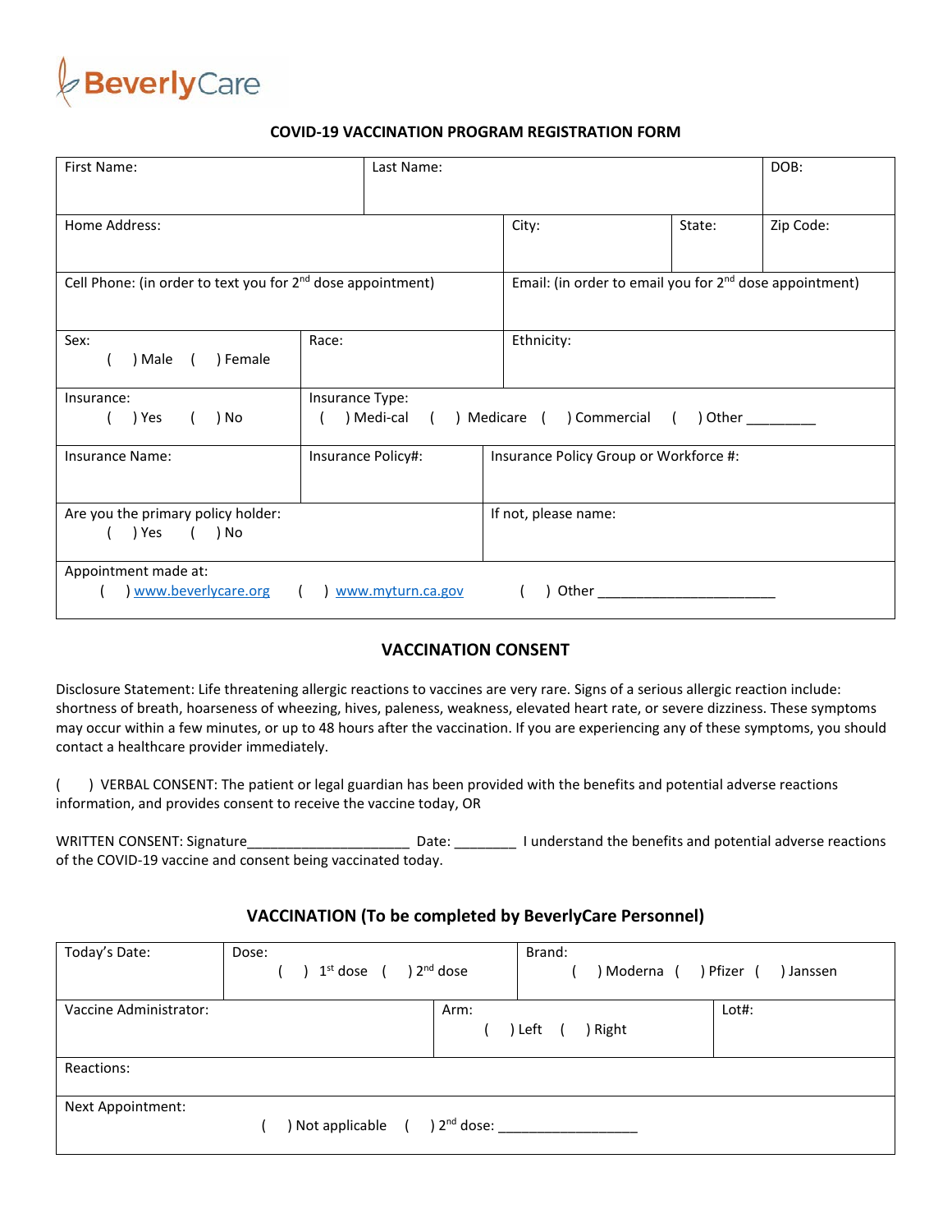BeverlyCare

## COVID-19 VACCINATION PROGRAM REGISTRATION FORM

| First Name: | Last Name: | DOB: |
|---|---|---|

| Home Address: | City: | State: | Zip Code: |
|---|---|---|---|

| Cell Phone: (in order to text you for 2nd dose appointment) | Email: (in order to email you for 2nd dose appointment) |
|---|---|

| Sex: ( ) Male ( ) Female | Race: | Ethnicity: |
|---|---|---|

| Insurance: ( ) Yes ( ) No | Insurance Type: ( ) Medi-cal ( ) Medicare ( ) Commercial ( ) Other _________ |
|---|---|

| Insurance Name: | Insurance Policy#: | Insurance Policy Group or Workforce #: |
|---|---|---|

| Are you the primary policy holder: ( ) Yes ( ) No | If not, please name: |
|---|---|

| Appointment made at: ( ) www.beverlycare.org ( ) www.myturn.ca.gov ( ) Other _______________________ |
|---|

## VACCINATION CONSENT

Disclosure Statement: Life threatening allergic reactions to vaccines are very rare. Signs of a serious allergic reaction include: shortness of breath, hoarseness of wheezing, hives, paleness, weakness, elevated heart rate, or severe dizziness. These symptoms may occur within a few minutes, or up to 48 hours after the vaccination. If you are experiencing any of these symptoms, you should contact a healthcare provider immediately.

( ) VERBAL CONSENT: The patient or legal guardian has been provided with the benefits and potential adverse reactions information, and provides consent to receive the vaccine today, OR

WRITTEN CONSENT: Signature_____________________ Date: ________ I understand the benefits and potential adverse reactions of the COVID-19 vaccine and consent being vaccinated today.

## VACCINATION (To be completed by BeverlyCare Personnel)

| Today's Date: | Dose: ( ) 1st dose ( ) 2nd dose | Brand: ( ) Moderna ( ) Pfizer ( ) Janssen |
|---|---|---|

| Vaccine Administrator: | Arm: ( ) Left ( ) Right | Lot#: |
|---|---|---|

| Reactions: |
|---|

| Next Appointment: ( ) Not applicable ( ) 2nd dose: __________________ |
|---|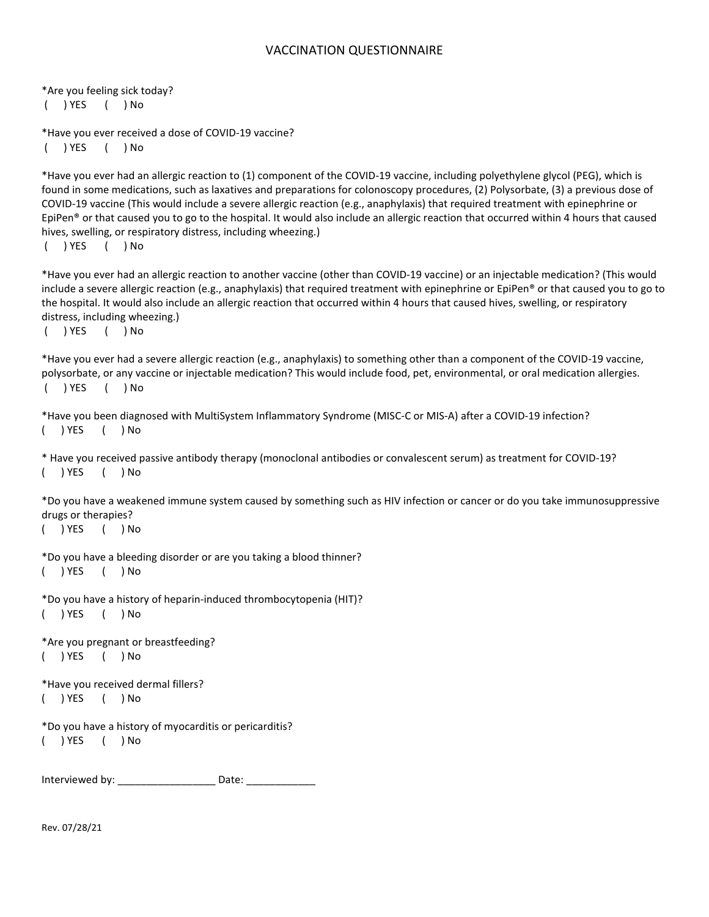# VACCINATION QUESTIONNAIRE

*Are you feeling sick today?
( ) YES ( ) No

*Have you ever received a dose of COVID-19 vaccine?
( ) YES ( ) No

*Have you ever had an allergic reaction to (1) component of the COVID-19 vaccine, including polyethylene glycol (PEG), which is found in some medications, such as laxatives and preparations for colonoscopy procedures, (2) Polysorbate, (3) a previous dose of COVID-19 vaccine (This would include a severe allergic reaction (e.g., anaphylaxis) that required treatment with epinephrine or EpiPen® or that caused you to go to the hospital. It would also include an allergic reaction that occurred within 4 hours that caused hives, swelling, or respiratory distress, including wheezing.)
( ) YES ( ) No

*Have you ever had an allergic reaction to another vaccine (other than COVID-19 vaccine) or an injectable medication? (This would include a severe allergic reaction (e.g., anaphylaxis) that required treatment with epinephrine or EpiPen® or that caused you to go to the hospital. It would also include an allergic reaction that occurred within 4 hours that caused hives, swelling, or respiratory distress, including wheezing.)
( ) YES ( ) No

*Have you ever had a severe allergic reaction (e.g., anaphylaxis) to something other than a component of the COVID-19 vaccine, polysorbate, or any vaccine or injectable medication? This would include food, pet, environmental, or oral medication allergies.
( ) YES ( ) No

*Have you been diagnosed with MultiSystem Inflammatory Syndrome (MISC-C or MIS-A) after a COVID-19 infection?
( ) YES ( ) No

* Have you received passive antibody therapy (monoclonal antibodies or convalescent serum) as treatment for COVID-19?
( ) YES ( ) No

*Do you have a weakened immune system caused by something such as HIV infection or cancer or do you take immunosuppressive drugs or therapies?
( ) YES ( ) No

*Do you have a bleeding disorder or are you taking a blood thinner?
( ) YES ( ) No

*Do you have a history of heparin-induced thrombocytopenia (HIT)?
( ) YES ( ) No

*Are you pregnant or breastfeeding?
( ) YES ( ) No

*Have you received dermal fillers?
( ) YES ( ) No

*Do you have a history of myocarditis or pericarditis?
( ) YES ( ) No

Interviewed by: _________________ Date: ____________

Rev. 07/28/21